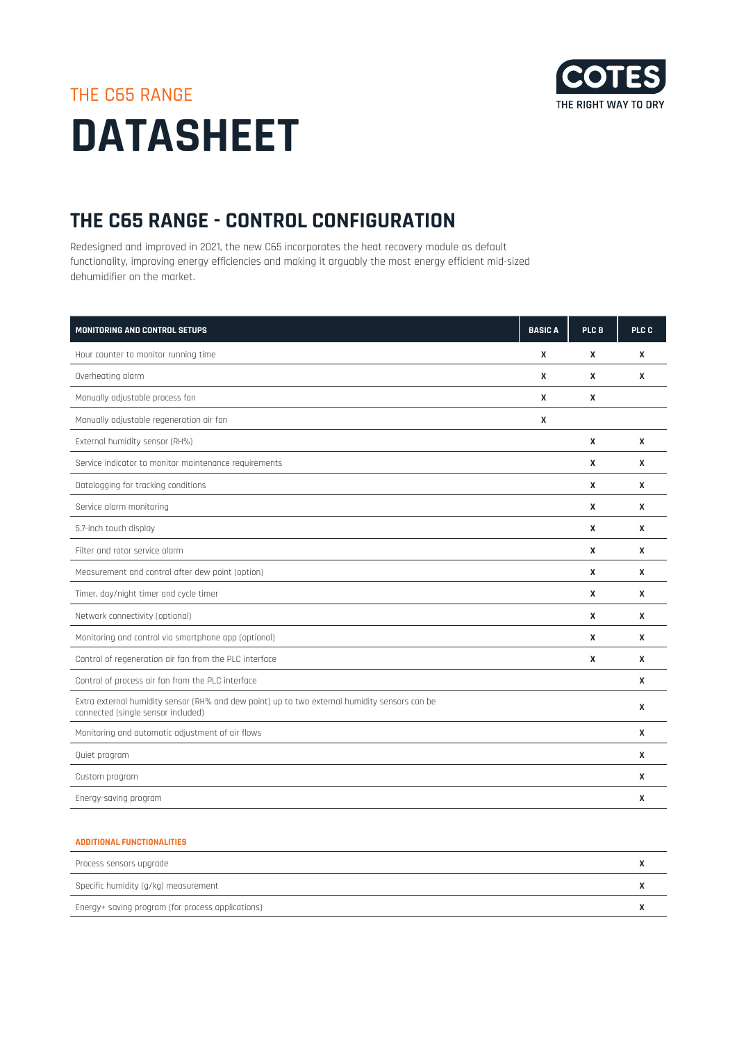THE C65 RANGE

# DATASHEET

COTES
THE RIGHT WAY TO DRY

## THE C65 RANGE - CONTROL CONFIGURATION

Redesigned and improved in 2021, the new C65 incorporates the heat recovery module as default functionality, improving energy efficiencies and making it arguably the most energy efficient mid-sized dehumidifier on the market.

| MONITORING AND CONTROL SETUPS | BASIC A | PLC B | PLC C |
|---|---|---|---|
| Hour counter to monitor running time | X | X | X |
| Overheating alarm | X | X | X |
| Manually adjustable process fan | X | X | |
| Manually adjustable regeneration air fan | X | | |
| External humidity sensor (RH%) | | X | X |
| Service indicator to monitor maintenance requirements | | X | X |
| Datalogging for tracking conditions | | X | X |
| Service alarm monitoring | | X | X |
| 5.7-inch touch display | | X | X |
| Filter and rotor service alarm | | X | X |
| Measurement and control after dew point (option) | | X | X |
| Timer, day/night timer and cycle timer | | X | X |
| Network connectivity (optional) | | X | X |
| Monitoring and control via smartphone app (optional) | | X | X |
| Control of regeneration air fan from the PLC interface | | X | X |
| Control of process air fan from the PLC interface | | | X |
| Extra external humidity sensor (RH% and dew point) up to two external humidity sensors can be connected (single sensor included) | | | X |
| Monitoring and automatic adjustment of air flows | | | X |
| Quiet program | | | X |
| Custom program | | | X |
| Energy-saving program | | | X |

| ADDITIONAL FUNCTIONALITIES | |
|---|---|
| Process sensors upgrade | X |
| Specific humidity (g/kg) measurement | X |
| Energy+ saving program (for process applications) | X |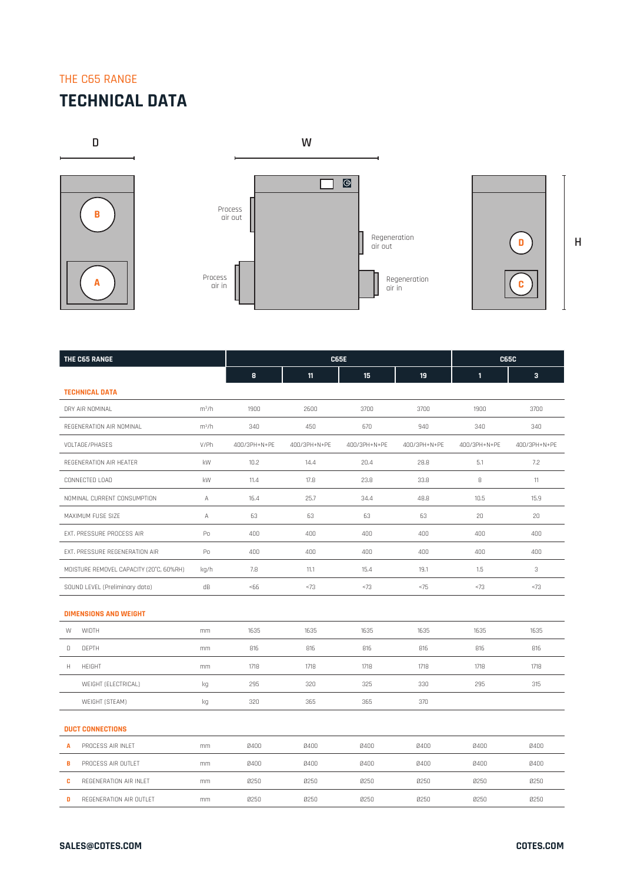THE C65 RANGE

# TECHNICAL DATA

D

W

B

A

Process air out

Process air in

Regeneration air out

Regeneration air in

D

C

H

| THE C65 RANGE | | C65E | | | | C65C | |
|---|---|---|---|---|---|---|---|
| | | 8 | 11 | 15 | 19 | 1 | 3 |
| **TECHNICAL DATA** | | | | | | | |
| DRY AIR NOMINAL | m³/h | 1900 | 2600 | 3700 | 3700 | 1900 | 3700 |
| REGENERATION AIR NOMINAL | m³/h | 340 | 450 | 670 | 940 | 340 | 340 |
| VOLTAGE/PHASES | V/Ph | 400/3PH+N+PE | 400/3PH+N+PE | 400/3PH+N+PE | 400/3PH+N+PE | 400/3PH+N+PE | 400/3PH+N+PE |
| REGENERATION AIR HEATER | kW | 10.2 | 14.4 | 20.4 | 28.8 | 5.1 | 7.2 |
| CONNECTED LOAD | kW | 11.4 | 17.8 | 23.8 | 33.8 | 8 | 11 |
| NOMINAL CURRENT CONSUMPTION | A | 16.4 | 25.7 | 34.4 | 48.8 | 10.5 | 15.9 |
| MAXIMUM FUSE SIZE | A | 63 | 63 | 63 | 63 | 20 | 20 |
| EXT. PRESSURE PROCESS AIR | Pa | 400 | 400 | 400 | 400 | 400 | 400 |
| EXT. PRESSURE REGENERATION AIR | Pa | 400 | 400 | 400 | 400 | 400 | 400 |
| MOISTURE REMOVEL CAPACITY (20°C, 60%RH) | kg/h | 7.8 | 11.1 | 15.4 | 19.1 | 1.5 | 3 |
| SOUND LEVEL (Preliminary data) | dB | <66 | <73 | <73 | <75 | <73 | <73 |
| **DIMENSIONS AND WEIGHT** | | | | | | | |
| W WIDTH | mm | 1635 | 1635 | 1635 | 1635 | 1635 | 1635 |
| D DEPTH | mm | 816 | 816 | 816 | 816 | 816 | 816 |
| H HEIGHT | mm | 1718 | 1718 | 1718 | 1718 | 1718 | 1718 |
| WEIGHT (ELECTRICAL) | kg | 295 | 320 | 325 | 330 | 295 | 315 |
| WEIGHT (STEAM) | kg | 320 | 365 | 365 | 370 | | |
| **DUCT CONNECTIONS** | | | | | | | |
| A PROCESS AIR INLET | mm | Ø400 | Ø400 | Ø400 | Ø400 | Ø400 | Ø400 |
| B PROCESS AIR OUTLET | mm | Ø400 | Ø400 | Ø400 | Ø400 | Ø400 | Ø400 |
| C REGENERATION AIR INLET | mm | Ø250 | Ø250 | Ø250 | Ø250 | Ø250 | Ø250 |
| D REGENERATION AIR OUTLET | mm | Ø250 | Ø250 | Ø250 | Ø250 | Ø250 | Ø250 |

**SALES@COTES.COM**

**COTES.COM**